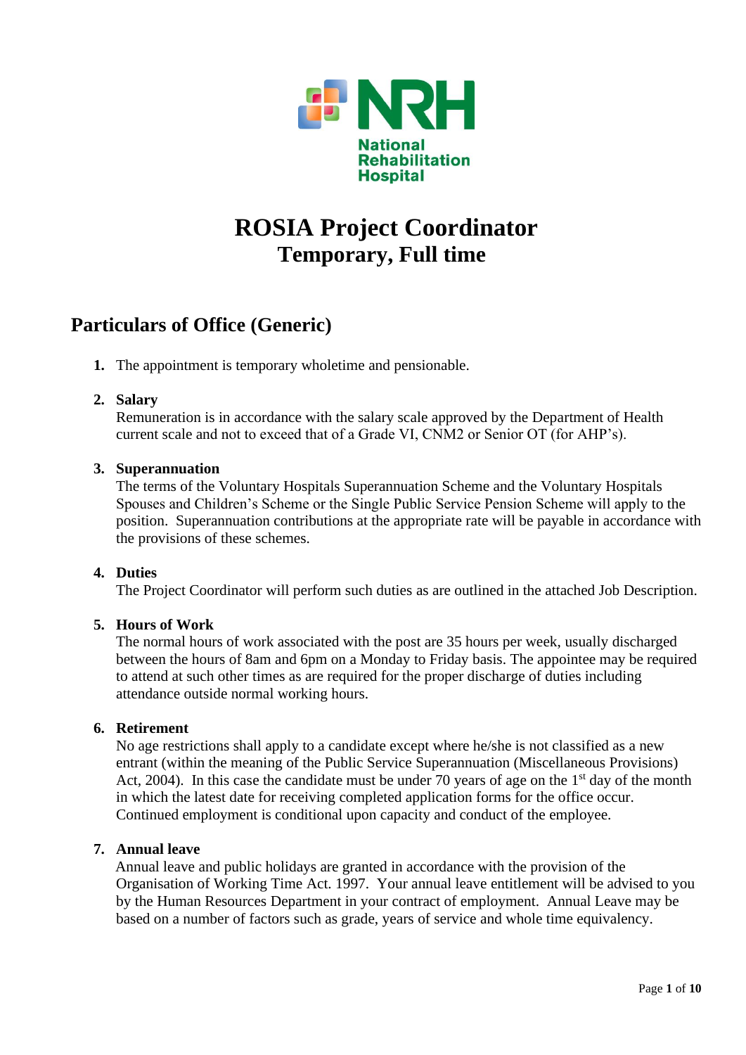NRH
National
Rehabilitation
Hospital

# ROSIA Project Coordinator
## Temporary, Full time

## Particulars of Office (Generic)

1. The appointment is temporary wholetime and pensionable.

2. **Salary**
   Remuneration is in accordance with the salary scale approved by the Department of Health current scale and not to exceed that of a Grade VI, CNM2 or Senior OT (for AHP's).

3. **Superannuation**
   The terms of the Voluntary Hospitals Superannuation Scheme and the Voluntary Hospitals Spouses and Children's Scheme or the Single Public Service Pension Scheme will apply to the position. Superannuation contributions at the appropriate rate will be payable in accordance with the provisions of these schemes.

4. **Duties**
   The Project Coordinator will perform such duties as are outlined in the attached Job Description.

5. **Hours of Work**
   The normal hours of work associated with the post are 35 hours per week, usually discharged between the hours of 8am and 6pm on a Monday to Friday basis. The appointee may be required to attend at such other times as are required for the proper discharge of duties including attendance outside normal working hours.

6. **Retirement**
   No age restrictions shall apply to a candidate except where he/she is not classified as a new entrant (within the meaning of the Public Service Superannuation (Miscellaneous Provisions) Act, 2004). In this case the candidate must be under 70 years of age on the 1st day of the month in which the latest date for receiving completed application forms for the office occur. Continued employment is conditional upon capacity and conduct of the employee.

7. **Annual leave**
   Annual leave and public holidays are granted in accordance with the provision of the Organisation of Working Time Act. 1997. Your annual leave entitlement will be advised to you by the Human Resources Department in your contract of employment. Annual Leave may be based on a number of factors such as grade, years of service and whole time equivalency.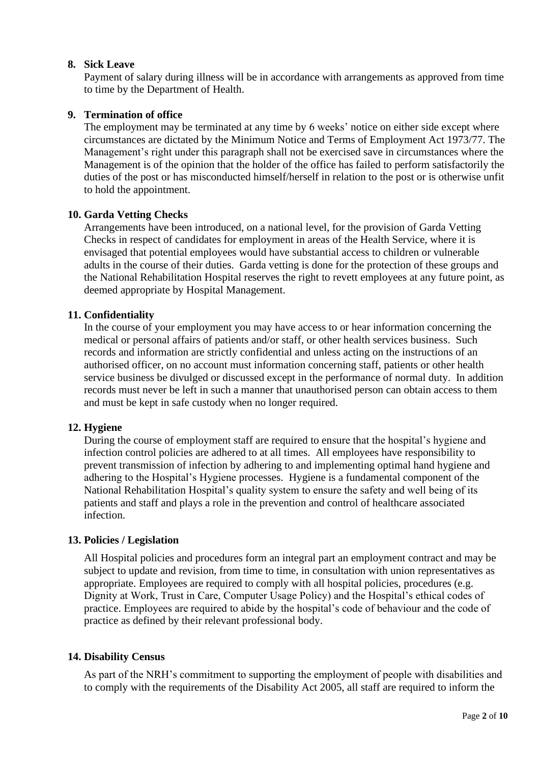**8. Sick Leave**

Payment of salary during illness will be in accordance with arrangements as approved from time to time by the Department of Health.

**9. Termination of office**

The employment may be terminated at any time by 6 weeks' notice on either side except where circumstances are dictated by the Minimum Notice and Terms of Employment Act 1973/77. The Management's right under this paragraph shall not be exercised save in circumstances where the Management is of the opinion that the holder of the office has failed to perform satisfactorily the duties of the post or has misconducted himself/herself in relation to the post or is otherwise unfit to hold the appointment.

**10. Garda Vetting Checks**

Arrangements have been introduced, on a national level, for the provision of Garda Vetting Checks in respect of candidates for employment in areas of the Health Service, where it is envisaged that potential employees would have substantial access to children or vulnerable adults in the course of their duties. Garda vetting is done for the protection of these groups and the National Rehabilitation Hospital reserves the right to revett employees at any future point, as deemed appropriate by Hospital Management.

**11. Confidentiality**

In the course of your employment you may have access to or hear information concerning the medical or personal affairs of patients and/or staff, or other health services business. Such records and information are strictly confidential and unless acting on the instructions of an authorised officer, on no account must information concerning staff, patients or other health service business be divulged or discussed except in the performance of normal duty. In addition records must never be left in such a manner that unauthorised person can obtain access to them and must be kept in safe custody when no longer required.

**12. Hygiene**

During the course of employment staff are required to ensure that the hospital's hygiene and infection control policies are adhered to at all times. All employees have responsibility to prevent transmission of infection by adhering to and implementing optimal hand hygiene and adhering to the Hospital's Hygiene processes. Hygiene is a fundamental component of the National Rehabilitation Hospital's quality system to ensure the safety and well being of its patients and staff and plays a role in the prevention and control of healthcare associated infection.

**13. Policies / Legislation**

All Hospital policies and procedures form an integral part an employment contract and may be subject to update and revision, from time to time, in consultation with union representatives as appropriate. Employees are required to comply with all hospital policies, procedures (e.g. Dignity at Work, Trust in Care, Computer Usage Policy) and the Hospital's ethical codes of practice. Employees are required to abide by the hospital's code of behaviour and the code of practice as defined by their relevant professional body.

**14. Disability Census**

As part of the NRH's commitment to supporting the employment of people with disabilities and to comply with the requirements of the Disability Act 2005, all staff are required to inform the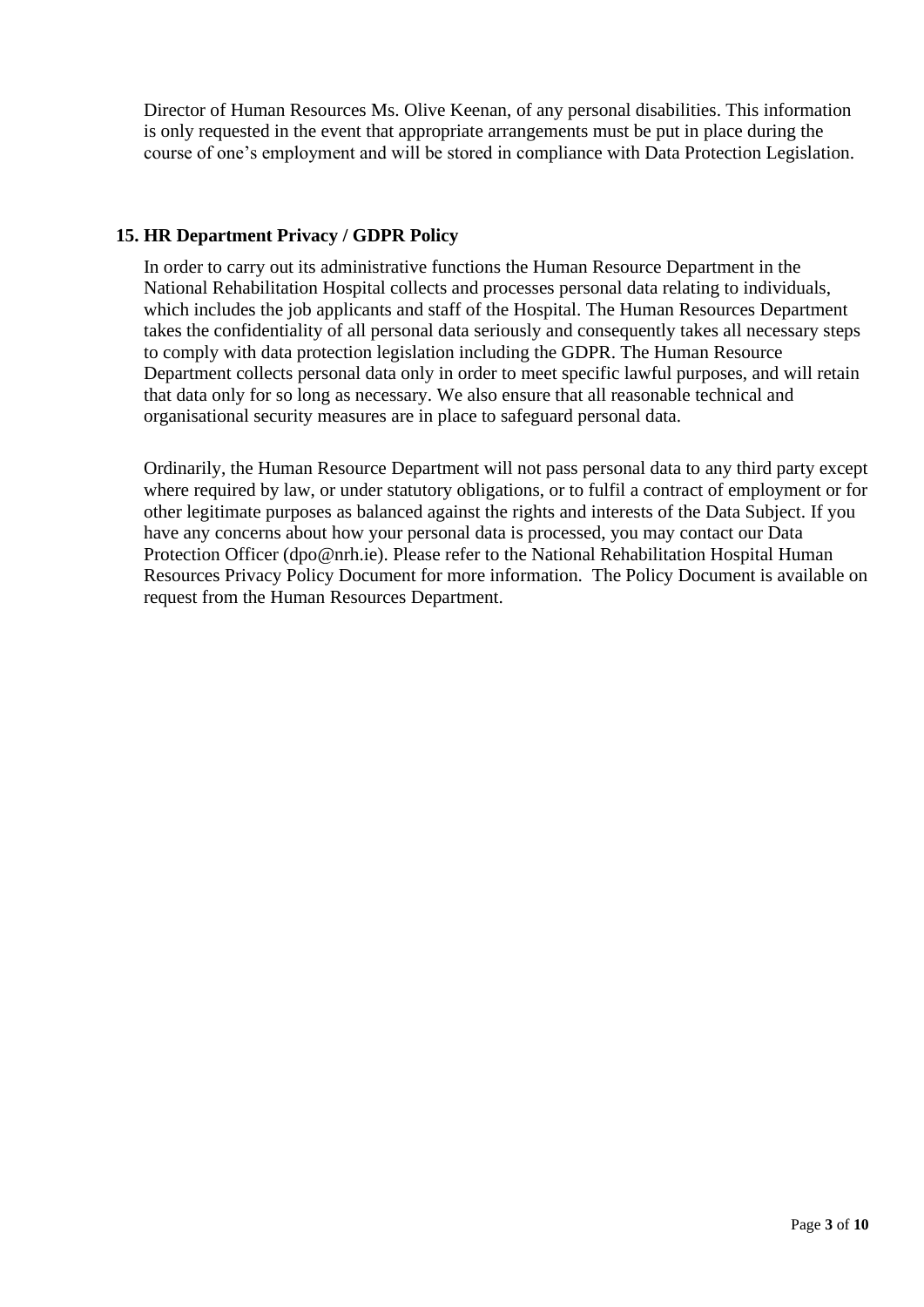Director of Human Resources Ms. Olive Keenan, of any personal disabilities. This information is only requested in the event that appropriate arrangements must be put in place during the course of one's employment and will be stored in compliance with Data Protection Legislation.

## 15. HR Department Privacy / GDPR Policy

In order to carry out its administrative functions the Human Resource Department in the National Rehabilitation Hospital collects and processes personal data relating to individuals, which includes the job applicants and staff of the Hospital. The Human Resources Department takes the confidentiality of all personal data seriously and consequently takes all necessary steps to comply with data protection legislation including the GDPR. The Human Resource Department collects personal data only in order to meet specific lawful purposes, and will retain that data only for so long as necessary. We also ensure that all reasonable technical and organisational security measures are in place to safeguard personal data.

Ordinarily, the Human Resource Department will not pass personal data to any third party except where required by law, or under statutory obligations, or to fulfil a contract of employment or for other legitimate purposes as balanced against the rights and interests of the Data Subject. If you have any concerns about how your personal data is processed, you may contact our Data Protection Officer (dpo@nrh.ie). Please refer to the National Rehabilitation Hospital Human Resources Privacy Policy Document for more information. The Policy Document is available on request from the Human Resources Department.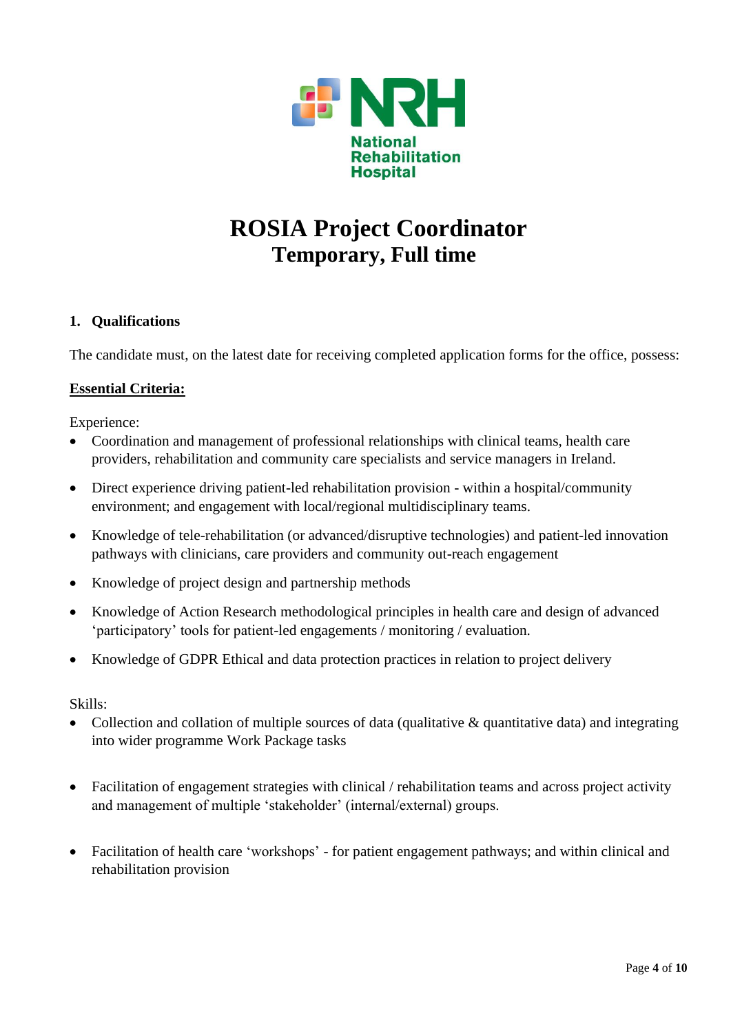# ROSIA Project Coordinator
## Temporary, Full time

### 1. Qualifications

The candidate must, on the latest date for receiving completed application forms for the office, possess:

**Essential Criteria:**

Experience:

- Coordination and management of professional relationships with clinical teams, health care providers, rehabilitation and community care specialists and service managers in Ireland.
- Direct experience driving patient-led rehabilitation provision - within a hospital/community environment; and engagement with local/regional multidisciplinary teams.
- Knowledge of tele-rehabilitation (or advanced/disruptive technologies) and patient-led innovation pathways with clinicians, care providers and community out-reach engagement
- Knowledge of project design and partnership methods
- Knowledge of Action Research methodological principles in health care and design of advanced 'participatory' tools for patient-led engagements / monitoring / evaluation.
- Knowledge of GDPR Ethical and data protection practices in relation to project delivery

Skills:

- Collection and collation of multiple sources of data (qualitative & quantitative data) and integrating into wider programme Work Package tasks
- Facilitation of engagement strategies with clinical / rehabilitation teams and across project activity and management of multiple 'stakeholder' (internal/external) groups.
- Facilitation of health care 'workshops' - for patient engagement pathways; and within clinical and rehabilitation provision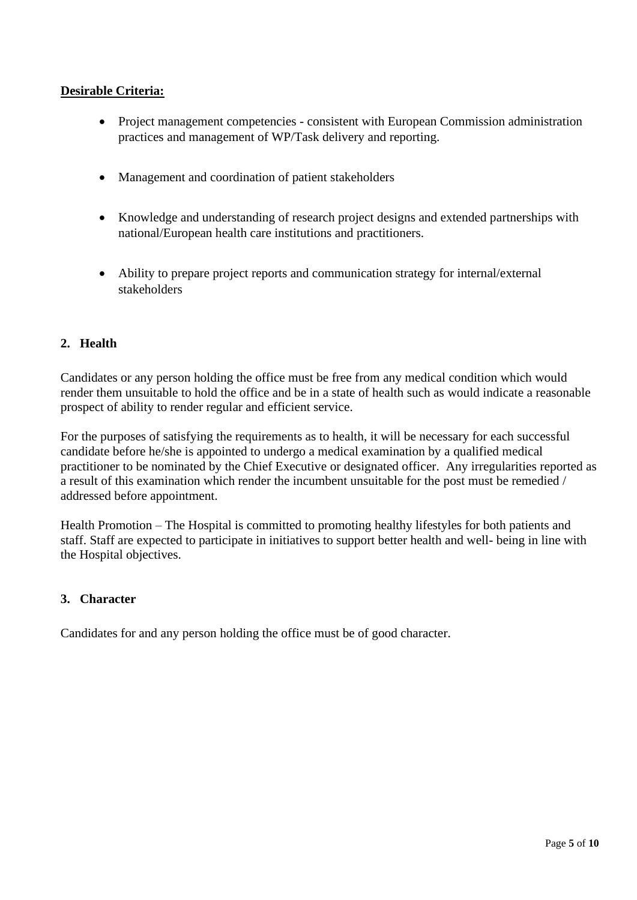**Desirable Criteria:**

- Project management competencies - consistent with European Commission administration practices and management of WP/Task delivery and reporting.

- Management and coordination of patient stakeholders

- Knowledge and understanding of research project designs and extended partnerships with national/European health care institutions and practitioners.

- Ability to prepare project reports and communication strategy for internal/external stakeholders

## 2. Health

Candidates or any person holding the office must be free from any medical condition which would render them unsuitable to hold the office and be in a state of health such as would indicate a reasonable prospect of ability to render regular and efficient service.

For the purposes of satisfying the requirements as to health, it will be necessary for each successful candidate before he/she is appointed to undergo a medical examination by a qualified medical practitioner to be nominated by the Chief Executive or designated officer. Any irregularities reported as a result of this examination which render the incumbent unsuitable for the post must be remedied / addressed before appointment.

Health Promotion – The Hospital is committed to promoting healthy lifestyles for both patients and staff. Staff are expected to participate in initiatives to support better health and well- being in line with the Hospital objectives.

## 3. Character

Candidates for and any person holding the office must be of good character.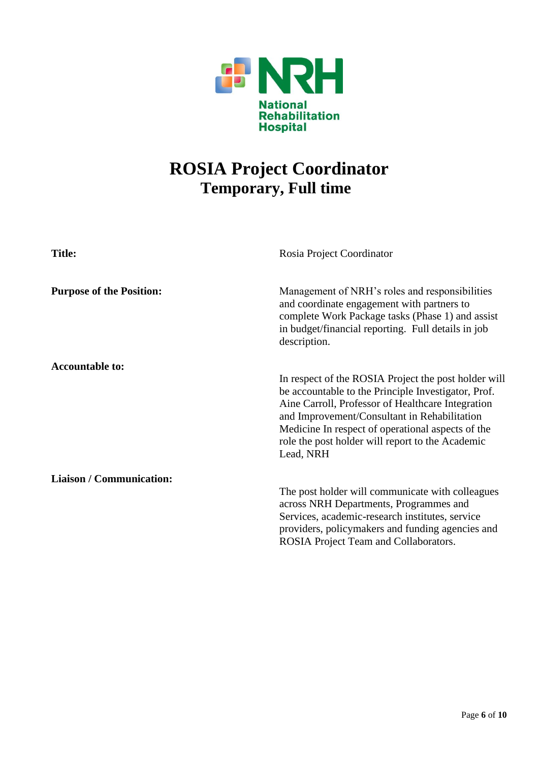National Rehabilitation Hospital

# ROSIA Project Coordinator
## Temporary, Full time

| | |
|---|---|
| **Title:** | Rosia Project Coordinator |
| **Purpose of the Position:** | Management of NRH's roles and responsibilities and coordinate engagement with partners to complete Work Package tasks (Phase 1) and assist in budget/financial reporting. Full details in job description. |
| **Accountable to:** | In respect of the ROSIA Project the post holder will be accountable to the Principle Investigator, Prof. Aine Carroll, Professor of Healthcare Integration and Improvement/Consultant in Rehabilitation Medicine In respect of operational aspects of the role the post holder will report to the Academic Lead, NRH |
| **Liaison / Communication:** | The post holder will communicate with colleagues across NRH Departments, Programmes and Services, academic-research institutes, service providers, policymakers and funding agencies and ROSIA Project Team and Collaborators. |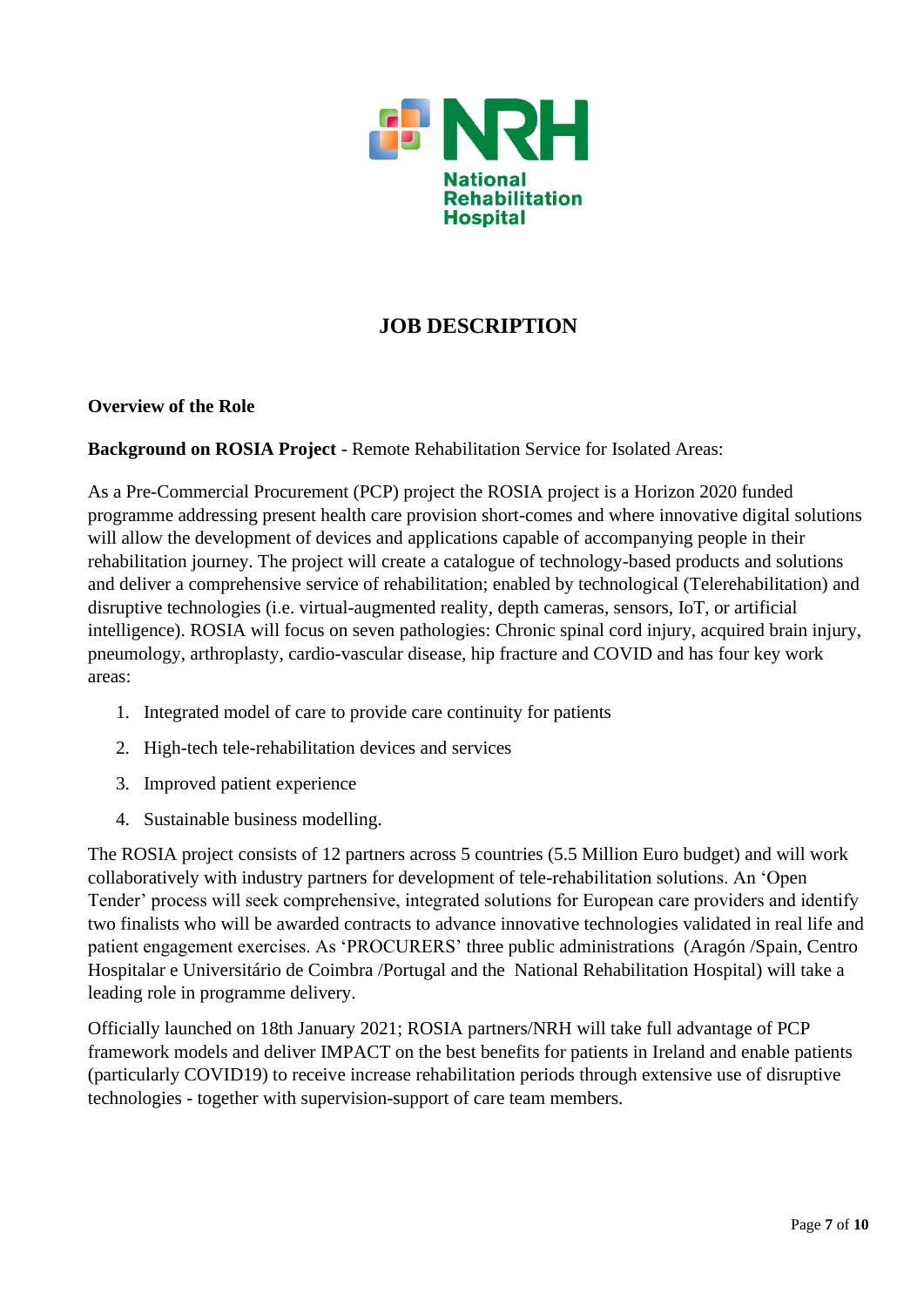National Rehabilitation Hospital

# JOB DESCRIPTION

**Overview of the Role**

**Background on ROSIA Project** - Remote Rehabilitation Service for Isolated Areas:

As a Pre-Commercial Procurement (PCP) project the ROSIA project is a Horizon 2020 funded programme addressing present health care provision short-comes and where innovative digital solutions will allow the development of devices and applications capable of accompanying people in their rehabilitation journey. The project will create a catalogue of technology-based products and solutions and deliver a comprehensive service of rehabilitation; enabled by technological (Telerehabilitation) and disruptive technologies (i.e. virtual-augmented reality, depth cameras, sensors, IoT, or artificial intelligence). ROSIA will focus on seven pathologies: Chronic spinal cord injury, acquired brain injury, pneumology, arthroplasty, cardio-vascular disease, hip fracture and COVID and has four key work areas:

1. Integrated model of care to provide care continuity for patients
2. High-tech tele-rehabilitation devices and services
3. Improved patient experience
4. Sustainable business modelling.

The ROSIA project consists of 12 partners across 5 countries (5.5 Million Euro budget) and will work collaboratively with industry partners for development of tele-rehabilitation solutions. An 'Open Tender' process will seek comprehensive, integrated solutions for European care providers and identify two finalists who will be awarded contracts to advance innovative technologies validated in real life and patient engagement exercises. As 'PROCURERS' three public administrations (Aragón /Spain, Centro Hospitalar e Universitário de Coimbra /Portugal and the National Rehabilitation Hospital) will take a leading role in programme delivery.

Officially launched on 18th January 2021; ROSIA partners/NRH will take full advantage of PCP framework models and deliver IMPACT on the best benefits for patients in Ireland and enable patients (particularly COVID19) to receive increase rehabilitation periods through extensive use of disruptive technologies - together with supervision-support of care team members.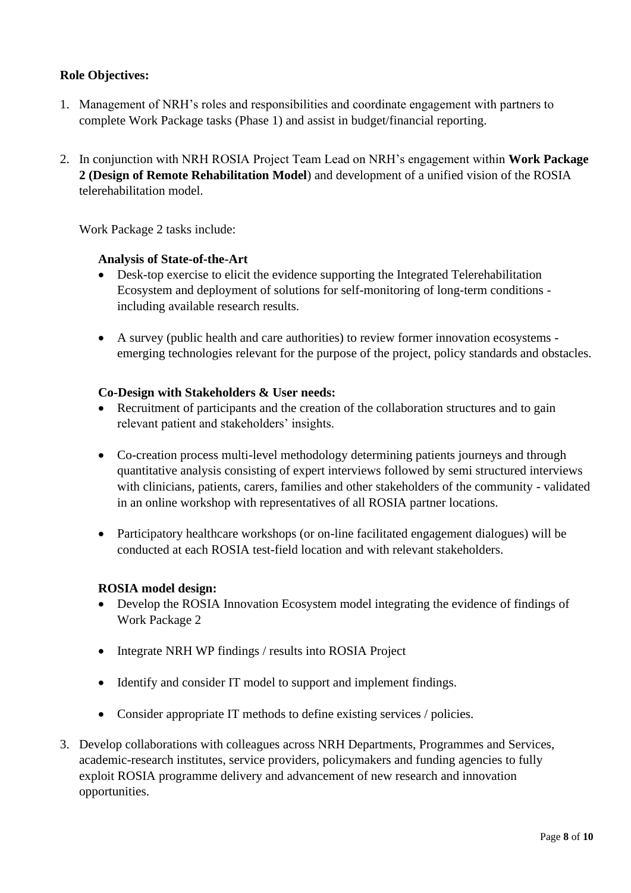**Role Objectives:**

1. Management of NRH's roles and responsibilities and coordinate engagement with partners to complete Work Package tasks (Phase 1) and assist in budget/financial reporting.

2. In conjunction with NRH ROSIA Project Team Lead on NRH's engagement within **Work Package 2 (Design of Remote Rehabilitation Model**) and development of a unified vision of the ROSIA telerehabilitation model.

   Work Package 2 tasks include:

   **Analysis of State-of-the-Art**

   - Desk-top exercise to elicit the evidence supporting the Integrated Telerehabilitation Ecosystem and deployment of solutions for self-monitoring of long-term conditions - including available research results.

   - A survey (public health and care authorities) to review former innovation ecosystems - emerging technologies relevant for the purpose of the project, policy standards and obstacles.

   **Co-Design with Stakeholders & User needs:**

   - Recruitment of participants and the creation of the collaboration structures and to gain relevant patient and stakeholders' insights.

   - Co-creation process multi-level methodology determining patients journeys and through quantitative analysis consisting of expert interviews followed by semi structured interviews with clinicians, patients, carers, families and other stakeholders of the community - validated in an online workshop with representatives of all ROSIA partner locations.

   - Participatory healthcare workshops (or on-line facilitated engagement dialogues) will be conducted at each ROSIA test-field location and with relevant stakeholders.

   **ROSIA model design:**

   - Develop the ROSIA Innovation Ecosystem model integrating the evidence of findings of Work Package 2

   - Integrate NRH WP findings / results into ROSIA Project

   - Identify and consider IT model to support and implement findings.

   - Consider appropriate IT methods to define existing services / policies.

3. Develop collaborations with colleagues across NRH Departments, Programmes and Services, academic-research institutes, service providers, policymakers and funding agencies to fully exploit ROSIA programme delivery and advancement of new research and innovation opportunities.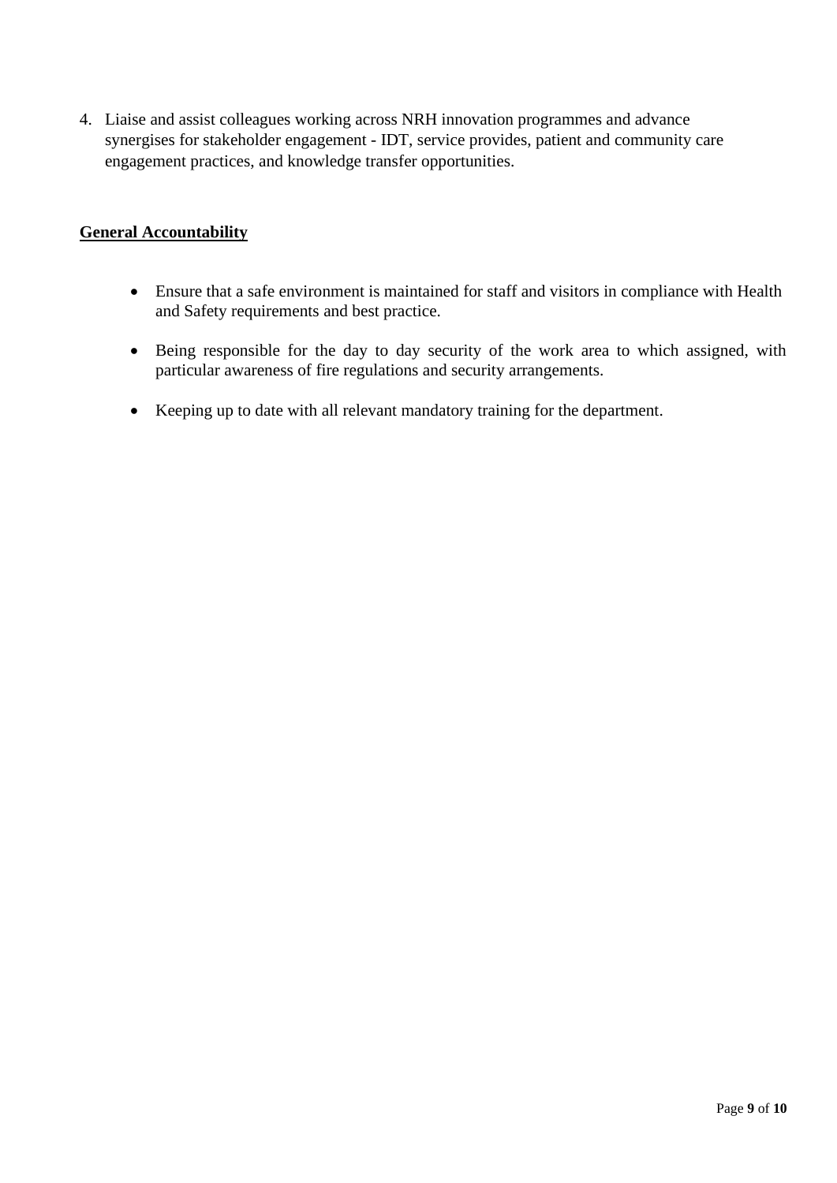4. Liaise and assist colleagues working across NRH innovation programmes and advance synergises for stakeholder engagement - IDT, service provides, patient and community care engagement practices, and knowledge transfer opportunities.

**General Accountability**

- Ensure that a safe environment is maintained for staff and visitors in compliance with Health and Safety requirements and best practice.
- Being responsible for the day to day security of the work area to which assigned, with particular awareness of fire regulations and security arrangements.
- Keeping up to date with all relevant mandatory training for the department.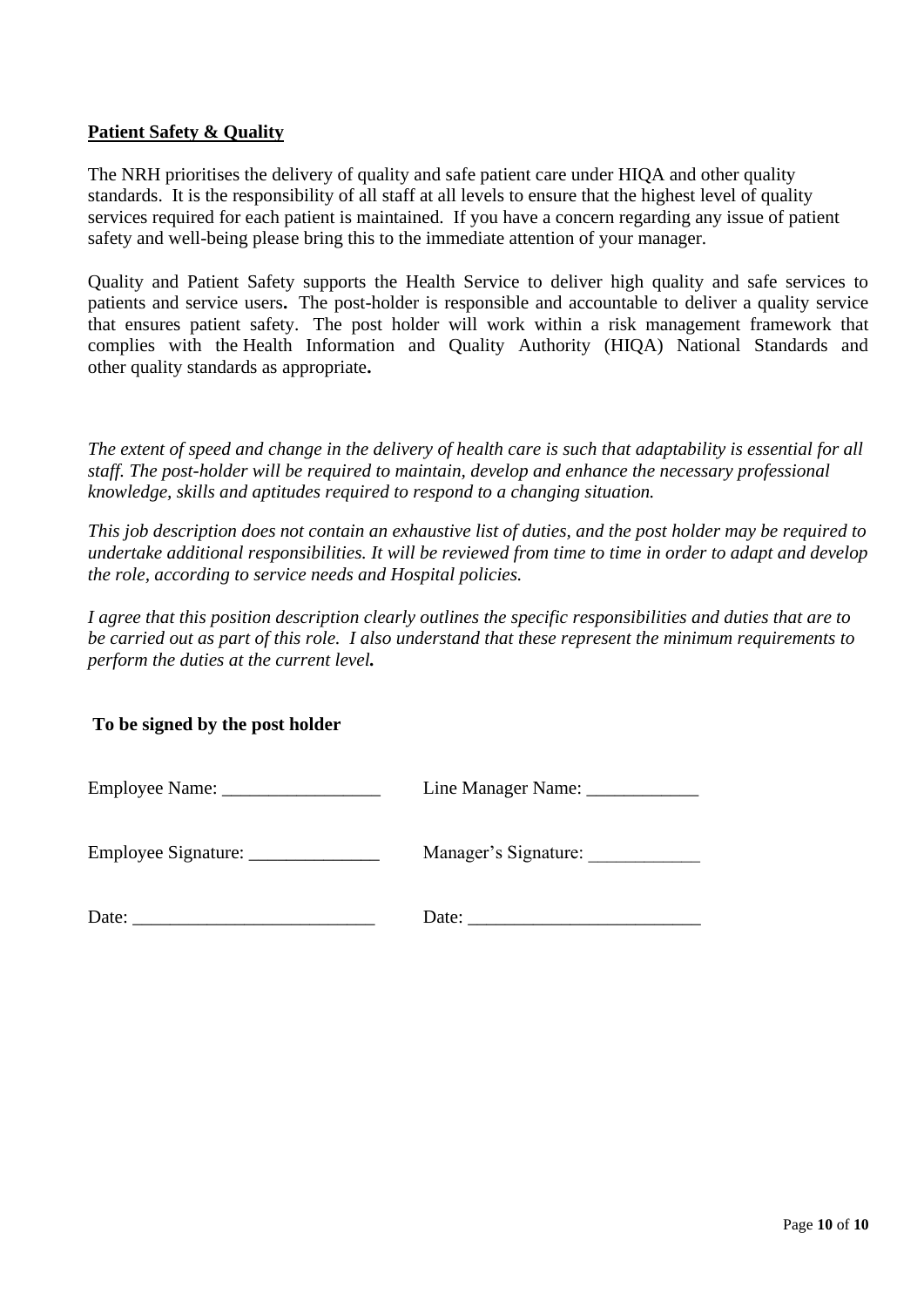**<u>Patient Safety & Quality</u>**

The NRH prioritises the delivery of quality and safe patient care under HIQA and other quality standards. It is the responsibility of all staff at all levels to ensure that the highest level of quality services required for each patient is maintained. If you have a concern regarding any issue of patient safety and well-being please bring this to the immediate attention of your manager.

Quality and Patient Safety supports the Health Service to deliver high quality and safe services to patients and service users**.** The post-holder is responsible and accountable to deliver a quality service that ensures patient safety. The post holder will work within a risk management framework that complies with the Health Information and Quality Authority (HIQA) National Standards and other quality standards as appropriate**.**

*The extent of speed and change in the delivery of health care is such that adaptability is essential for all staff. The post-holder will be required to maintain, develop and enhance the necessary professional knowledge, skills and aptitudes required to respond to a changing situation.*

*This job description does not contain an exhaustive list of duties, and the post holder may be required to undertake additional responsibilities. It will be reviewed from time to time in order to adapt and develop the role, according to service needs and Hospital policies.*

*I agree that this position description clearly outlines the specific responsibilities and duties that are to be carried out as part of this role. I also understand that these represent the minimum requirements to perform the duties at the current level.*

**To be signed by the post holder**

Employee Name: _________________ Line Manager Name: ____________

Employee Signature: ______________ Manager's Signature: ____________

Date: __________________________ Date: _________________________